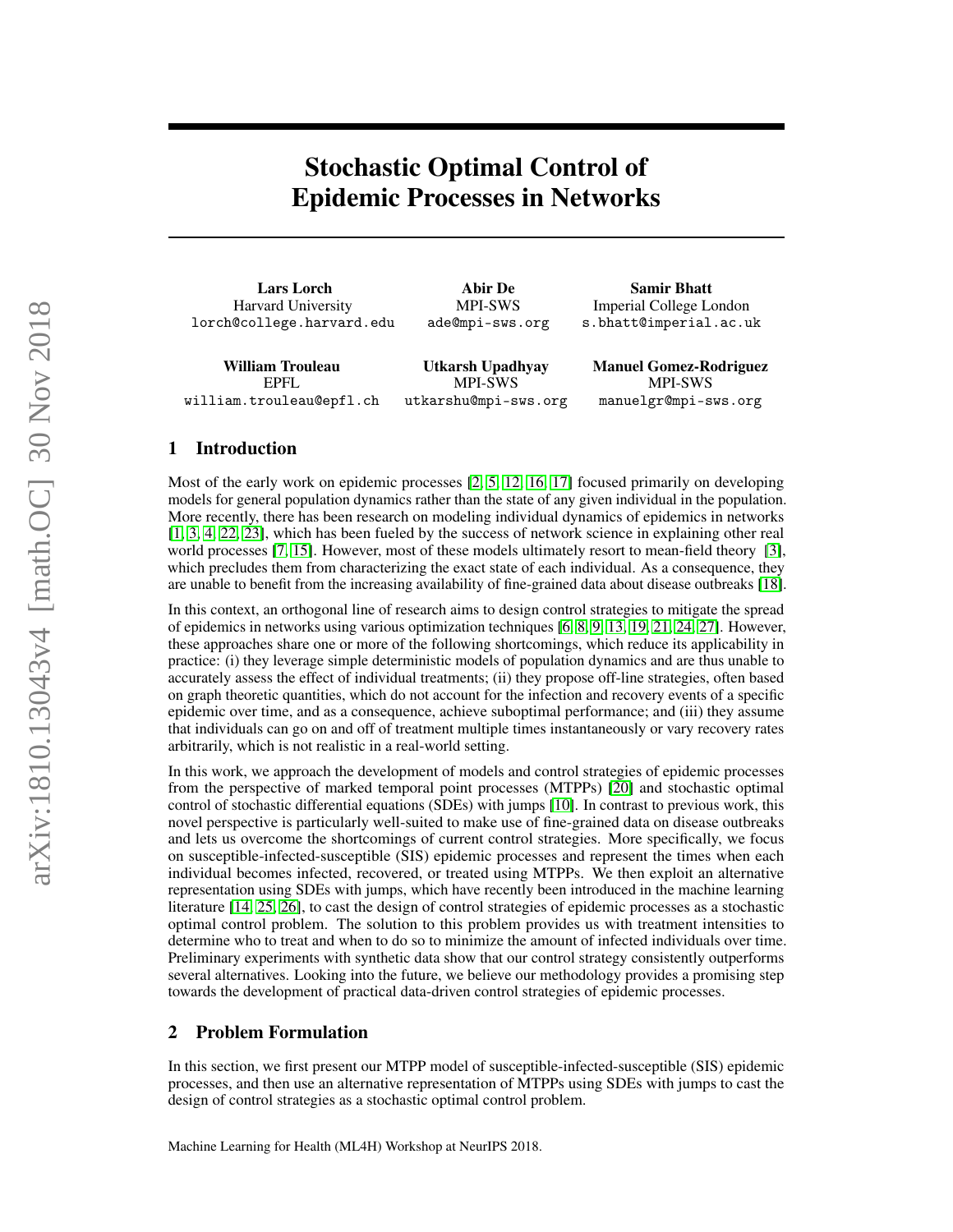# Stochastic Optimal Control of Epidemic Processes in Networks

**Lars Lorch**
Harvard University
lorch@college.harvard.edu

**Abir De**
MPI-SWS
ade@mpi-sws.org

**Samir Bhatt**
Imperial College London
s.bhatt@imperial.ac.uk

**William Trouleau**
EPFL
william.trouleau@epfl.ch

**Utkarsh Upadhyay**
MPI-SWS
utkarshu@mpi-sws.org

**Manuel Gomez-Rodriguez**
MPI-SWS
manuelgr@mpi-sws.org

## 1 Introduction

Most of the early work on epidemic processes [2, 5, 12, 16, 17] focused primarily on developing models for general population dynamics rather than the state of any given individual in the population. More recently, there has been research on modeling individual dynamics of epidemics in networks [1, 3, 4, 22, 23], which has been fueled by the success of network science in explaining other real world processes [7, 15]. However, most of these models ultimately resort to mean-field theory [3], which precludes them from characterizing the exact state of each individual. As a consequence, they are unable to benefit from the increasing availability of fine-grained data about disease outbreaks [18].

In this context, an orthogonal line of research aims to design control strategies to mitigate the spread of epidemics in networks using various optimization techniques [6, 8, 9, 13, 19, 21, 24, 27]. However, these approaches share one or more of the following shortcomings, which reduce its applicability in practice: (i) they leverage simple deterministic models of population dynamics and are thus unable to accurately assess the effect of individual treatments; (ii) they propose off-line strategies, often based on graph theoretic quantities, which do not account for the infection and recovery events of a specific epidemic over time, and as a consequence, achieve suboptimal performance; and (iii) they assume that individuals can go on and off of treatment multiple times instantaneously or vary recovery rates arbitrarily, which is not realistic in a real-world setting.

In this work, we approach the development of models and control strategies of epidemic processes from the perspective of marked temporal point processes (MTPPs) [20] and stochastic optimal control of stochastic differential equations (SDEs) with jumps [10]. In contrast to previous work, this novel perspective is particularly well-suited to make use of fine-grained data on disease outbreaks and lets us overcome the shortcomings of current control strategies. More specifically, we focus on susceptible-infected-susceptible (SIS) epidemic processes and represent the times when each individual becomes infected, recovered, or treated using MTPPs. We then exploit an alternative representation using SDEs with jumps, which have recently been introduced in the machine learning literature [14, 25, 26], to cast the design of control strategies of epidemic processes as a stochastic optimal control problem. The solution to this problem provides us with treatment intensities to determine who to treat and when to do so to minimize the amount of infected individuals over time. Preliminary experiments with synthetic data show that our control strategy consistently outperforms several alternatives. Looking into the future, we believe our methodology provides a promising step towards the development of practical data-driven control strategies of epidemic processes.

## 2 Problem Formulation

In this section, we first present our MTPP model of susceptible-infected-susceptible (SIS) epidemic processes, and then use an alternative representation of MTPPs using SDEs with jumps to cast the design of control strategies as a stochastic optimal control problem.

Machine Learning for Health (ML4H) Workshop at NeurIPS 2018.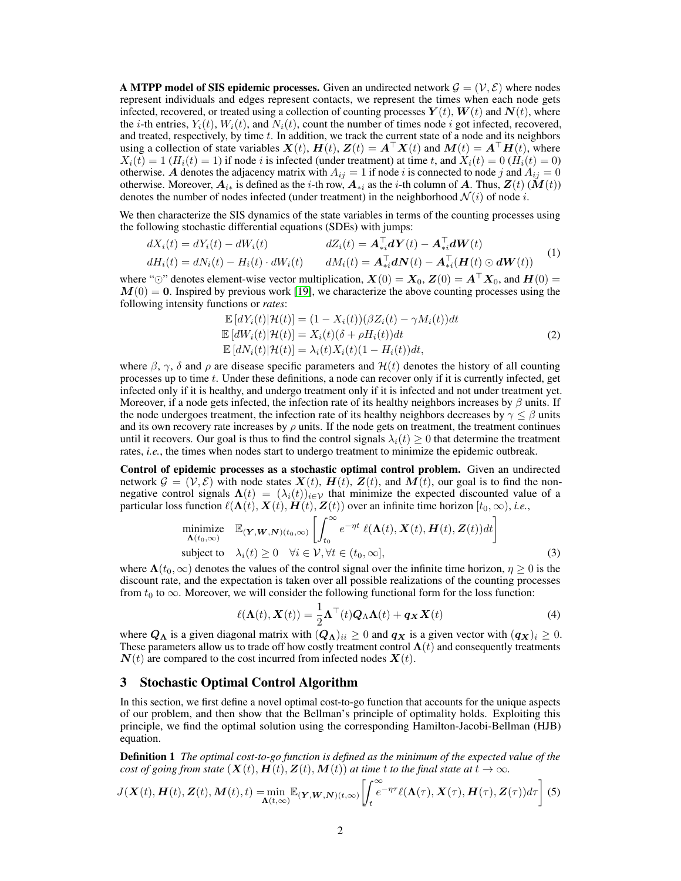**A MTPP model of SIS epidemic processes.** Given an undirected network $\mathcal{G} = (\mathcal{V}, \mathcal{E})$ where nodes represent individuals and edges represent contacts, we represent the times when each node gets infected, recovered, or treated using a collection of counting processes $\boldsymbol{Y}(t)$, $\boldsymbol{W}(t)$ and $\boldsymbol{N}(t)$, where the $i$-th entries, $Y_i(t)$, $W_i(t)$, and $N_i(t)$, count the number of times node $i$ got infected, recovered, and treated, respectively, by time $t$. In addition, we track the current state of a node and its neighbors using a collection of state variables $\boldsymbol{X}(t)$, $\boldsymbol{H}(t)$, $\boldsymbol{Z}(t) = \boldsymbol{A}^\top \boldsymbol{X}(t)$ and $\boldsymbol{M}(t) = \boldsymbol{A}^\top \boldsymbol{H}(t)$, where $X_i(t) = 1$ ($H_i(t) = 1$) if node $i$ is infected (under treatment) at time $t$, and $X_i(t) = 0$ ($H_i(t) = 0$) otherwise. $\boldsymbol{A}$ denotes the adjacency matrix with $A_{ij} = 1$ if node $i$ is connected to node $j$ and $A_{ij} = 0$ otherwise. Moreover, $\boldsymbol{A}_{i*}$ is defined as the $i$-th row, $\boldsymbol{A}_{*i}$ as the $i$-th column of $\boldsymbol{A}$. Thus, $\boldsymbol{Z}(t)$ ($\boldsymbol{M}(t)$) denotes the number of nodes infected (under treatment) in the neighborhood $\mathcal{N}(i)$ of node $i$.

We then characterize the SIS dynamics of the state variables in terms of the counting processes using the following stochastic differential equations (SDEs) with jumps:

$$
\begin{aligned}
dX_i(t) &= dY_i(t) - dW_i(t) & dZ_i(t) &= \boldsymbol{A}_{*i}^\top \boldsymbol{dY}(t) - \boldsymbol{A}_{*i}^\top \boldsymbol{dW}(t) \\
dH_i(t) &= dN_i(t) - H_i(t) \cdot dW_i(t) & dM_i(t) &= \boldsymbol{A}_{*i}^\top \boldsymbol{dN}(t) - \boldsymbol{A}_{*i}^\top (\boldsymbol{H}(t) \odot \boldsymbol{dW}(t))
\end{aligned}
\tag{1}
$$

where "$\odot$" denotes element-wise vector multiplication, $\boldsymbol{X}(0) = \boldsymbol{X}_0$, $\boldsymbol{Z}(0) = \boldsymbol{A}^\top \boldsymbol{X}_0$, and $\boldsymbol{H}(0) = \boldsymbol{M}(0) = \boldsymbol{0}$. Inspired by previous work [19], we characterize the above counting processes using the following intensity functions or *rates*:

$$
\begin{aligned}
\mathbb{E}\left[dY_i(t) | \mathcal{H}(t)\right] &= (1 - X_i(t))(\beta Z_i(t) - \gamma M_i(t))dt \\
\mathbb{E}\left[dW_i(t) | \mathcal{H}(t)\right] &= X_i(t)(\delta + \rho H_i(t))dt \\
\mathbb{E}\left[dN_i(t) | \mathcal{H}(t)\right] &= \lambda_i(t) X_i(t)(1 - H_i(t))dt,
\end{aligned}
\tag{2}
$$

where $\beta$, $\gamma$, $\delta$ and $\rho$ are disease specific parameters and $\mathcal{H}(t)$ denotes the history of all counting processes up to time $t$. Under these definitions, a node can recover only if it is currently infected, get infected only if it is healthy, and undergo treatment only if it is infected and not under treatment yet. Moreover, if a node gets infected, the infection rate of its healthy neighbors increases by $\beta$ units. If the node undergoes treatment, the infection rate of its healthy neighbors decreases by $\gamma \leq \beta$ units and its own recovery rate increases by $\rho$ units. If the node gets on treatment, the treatment continues until it recovers. Our goal is thus to find the control signals $\lambda_i(t) \geq 0$ that determine the treatment rates, *i.e.*, the times when nodes start to undergo treatment to minimize the epidemic outbreak.

**Control of epidemic processes as a stochastic optimal control problem.** Given an undirected network $\mathcal{G} = (\mathcal{V}, \mathcal{E})$ with node states $\boldsymbol{X}(t)$, $\boldsymbol{H}(t)$, $\boldsymbol{Z}(t)$, and $\boldsymbol{M}(t)$, our goal is to find the non-negative control signals $\boldsymbol{\Lambda}(t) = (\lambda_i(t))_{i \in \mathcal{V}}$ that minimize the expected discounted value of a particular loss function $\ell(\boldsymbol{\Lambda}(t), \boldsymbol{X}(t), \boldsymbol{H}(t), \boldsymbol{Z}(t))$ over an infinite time horizon $[t_0, \infty)$, *i.e.*,

$$
\begin{aligned}
\underset{\boldsymbol{\Lambda}(t_0, \infty)}{\text{minimize}} \quad & \mathbb{E}_{(\boldsymbol{Y}, \boldsymbol{W}, \boldsymbol{N})(t_0, \infty)} \left[ \int_{t_0}^{\infty} e^{-\eta t} \, \ell(\boldsymbol{\Lambda}(t), \boldsymbol{X}(t), \boldsymbol{H}(t), \boldsymbol{Z}(t)) dt \right] \\
\text{subject to} \quad & \lambda_i(t) \geq 0 \quad \forall i \in \mathcal{V}, \forall t \in (t_0, \infty],
\end{aligned}
\tag{3}
$$

where $\boldsymbol{\Lambda}(t_0, \infty)$ denotes the values of the control signal over the infinite time horizon, $\eta \geq 0$ is the discount rate, and the expectation is taken over all possible realizations of the counting processes from $t_0$ to $\infty$. Moreover, we will consider the following functional form for the loss function:

$$
\ell(\boldsymbol{\Lambda}(t), \boldsymbol{X}(t)) = \frac{1}{2} \boldsymbol{\Lambda}^\top(t) \boldsymbol{Q}_\Lambda \boldsymbol{\Lambda}(t) + \boldsymbol{q}_{\boldsymbol{X}} \boldsymbol{X}(t) \tag{4}
$$

where $\boldsymbol{Q}_{\boldsymbol{\Lambda}}$ is a given diagonal matrix with $(\boldsymbol{Q}_{\boldsymbol{\Lambda}})_{ii} \geq 0$ and $\boldsymbol{q}_{\boldsymbol{X}}$ is a given vector with $(\boldsymbol{q}_{\boldsymbol{X}})_i \geq 0$. These parameters allow us to trade off how costly treatment control $\boldsymbol{\Lambda}(t)$ and consequently treatments $\boldsymbol{N}(t)$ are compared to the cost incurred from infected nodes $\boldsymbol{X}(t)$.

## 3 Stochastic Optimal Control Algorithm

In this section, we first define a novel optimal cost-to-go function that accounts for the unique aspects of our problem, and then show that the Bellman's principle of optimality holds. Exploiting this principle, we find the optimal solution using the corresponding Hamilton-Jacobi-Bellman (HJB) equation.

**Definition 1** *The optimal cost-to-go function is defined as the minimum of the expected value of the cost of going from state $(\boldsymbol{X}(t), \boldsymbol{H}(t), \boldsymbol{Z}(t), \boldsymbol{M}(t))$ at time $t$ to the final state at $t \to \infty$.*

$$
J(\boldsymbol{X}(t), \boldsymbol{H}(t), \boldsymbol{Z}(t), \boldsymbol{M}(t), t) = \min_{\boldsymbol{\Lambda}(t, \infty)} \mathbb{E}_{(\boldsymbol{Y}, \boldsymbol{W}, \boldsymbol{N})(t, \infty)} \left[ \int_t^{\infty} e^{-\eta \tau} \ell(\boldsymbol{\Lambda}(\tau), \boldsymbol{X}(\tau), \boldsymbol{H}(\tau), \boldsymbol{Z}(\tau)) d\tau \right] \tag{5}
$$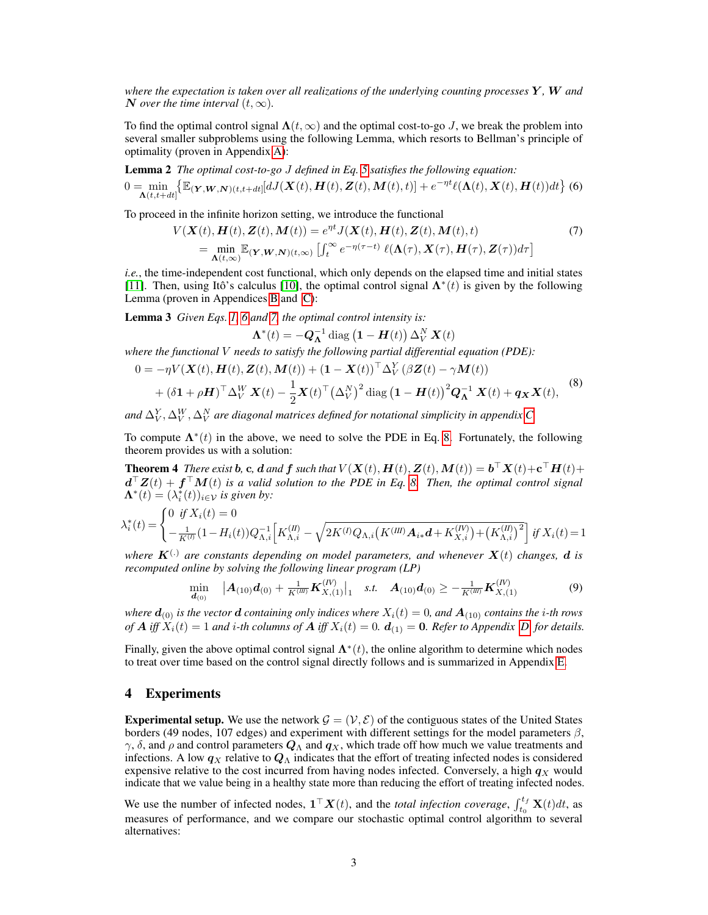*where the expectation is taken over all realizations of the underlying counting processes $\boldsymbol{Y}$, $\boldsymbol{W}$ and $\boldsymbol{N}$ over the time interval $(t, \infty)$.*

To find the optimal control signal $\boldsymbol{\Lambda}(t,\infty)$ and the optimal cost-to-go $J$, we break the problem into several smaller subproblems using the following Lemma, which resorts to Bellman's principle of optimality (proven in Appendix A):

**Lemma 2** *The optimal cost-to-go $J$ defined in Eq. 5 satisfies the following equation:*

$$0 = \min_{\boldsymbol{\Lambda}(t,t+dt]} \left\{ \mathbb{E}_{(\boldsymbol{Y},\boldsymbol{W},\boldsymbol{N})(t,t+dt]}[dJ(\boldsymbol{X}(t),\boldsymbol{H}(t),\boldsymbol{Z}(t),\boldsymbol{M}(t),t)] + e^{-\eta t}\ell(\boldsymbol{\Lambda}(t),\boldsymbol{X}(t),\boldsymbol{H}(t))dt \right\} \quad (6)$$

To proceed in the infinite horizon setting, we introduce the functional

$$\begin{aligned} V(\boldsymbol{X}(t),\boldsymbol{H}(t),\boldsymbol{Z}(t),\boldsymbol{M}(t)) &= e^{\eta t} J(\boldsymbol{X}(t),\boldsymbol{H}(t),\boldsymbol{Z}(t),\boldsymbol{M}(t),t) \\ &= \min_{\boldsymbol{\Lambda}(t,\infty)} \mathbb{E}_{(\boldsymbol{Y},\boldsymbol{W},\boldsymbol{N})(t,\infty)} \left[ \int_t^\infty e^{-\eta(\tau - t)}\, \ell(\boldsymbol{\Lambda}(\tau),\boldsymbol{X}(\tau),\boldsymbol{H}(\tau),\boldsymbol{Z}(\tau))d\tau \right] \end{aligned} \quad (7)$$

*i.e.*, the time-independent cost functional, which only depends on the elapsed time and initial states [11]. Then, using Itô's calculus [10], the optimal control signal $\boldsymbol{\Lambda}^*(t)$ is given by the following Lemma (proven in Appendices B and C):

**Lemma 3** *Given Eqs. 1, 6 and 7, the optimal control intensity is:*

$$\boldsymbol{\Lambda}^*(t) = -\boldsymbol{Q}_{\boldsymbol{\Lambda}}^{-1} \operatorname{diag}\left(\boldsymbol{1} - \boldsymbol{H}(t)\right) \Delta_V^N \boldsymbol{X}(t)$$

*where the functional $V$ needs to satisfy the following partial differential equation (PDE):*

$$\begin{aligned} 0 = &-\eta V(\boldsymbol{X}(t),\boldsymbol{H}(t),\boldsymbol{Z}(t),\boldsymbol{M}(t)) + (\boldsymbol{1} - \boldsymbol{X}(t))^\top \Delta_V^Y (\beta \boldsymbol{Z}(t) - \gamma \boldsymbol{M}(t)) \\ &+ (\delta \boldsymbol{1} + \rho \boldsymbol{H})^\top \Delta_V^W \boldsymbol{X}(t) - \frac{1}{2} \boldsymbol{X}(t)^\top \left(\Delta_V^N\right)^2 \operatorname{diag}\left(\boldsymbol{1} - \boldsymbol{H}(t)\right)^2 \boldsymbol{Q}_{\boldsymbol{\Lambda}}^{-1} \boldsymbol{X}(t) + \boldsymbol{q}_{\boldsymbol{X}} \boldsymbol{X}(t), \end{aligned} \quad (8)$$

*and $\Delta_V^Y, \Delta_V^W, \Delta_V^N$ are diagonal matrices defined for notational simplicity in appendix C.*

To compute $\boldsymbol{\Lambda}^*(t)$ in the above, we need to solve the PDE in Eq. 8. Fortunately, the following theorem provides us with a solution:

**Theorem 4** *There exist $\boldsymbol{b}$, $\mathbf{c}$, $\boldsymbol{d}$ and $\boldsymbol{f}$ such that $V(\boldsymbol{X}(t),\boldsymbol{H}(t),\boldsymbol{Z}(t),\boldsymbol{M}(t)) = \boldsymbol{b}^\top \boldsymbol{X}(t) + \mathbf{c}^\top \boldsymbol{H}(t) + \boldsymbol{d}^\top \boldsymbol{Z}(t) + \boldsymbol{f}^\top \boldsymbol{M}(t)$ is a valid solution to the PDE in Eq. 8. Then, the optimal control signal $\boldsymbol{\Lambda}^*(t) = (\lambda_i^*(t))_{i \in \mathcal{V}}$ is given by:*

$$\lambda_i^*(t) = \begin{cases} 0 \;\; \text{if } X_i(t) = 0 \\ -\frac{1}{K^{(I)}}(1 - H_i(t))Q_{\Lambda,i}^{-1}\Big[K_{\Lambda,i}^{(II)} - \sqrt{2K^{(I)}Q_{\Lambda,i}\big(K^{(III)}\boldsymbol{A}_{i*}\boldsymbol{d} + K_{X,i}^{(IV)}\big) + \big(K_{\Lambda,i}^{(II)}\big)^2}\,\Big] \;\; \text{if } X_i(t) = 1 \end{cases}$$

*where $\boldsymbol{K}^{(\cdot)}$ are constants depending on model parameters, and whenever $\boldsymbol{X}(t)$ changes, $\boldsymbol{d}$ is recomputed online by solving the following linear program (LP)*

$$\min_{\boldsymbol{d}_{(0)}} \quad \left|\boldsymbol{A}_{(10)}\boldsymbol{d}_{(0)} + \tfrac{1}{K^{(III)}}\boldsymbol{K}_{X,(1)}^{(IV)}\right|_1 \quad s.t. \quad \boldsymbol{A}_{(10)}\boldsymbol{d}_{(0)} \geq -\tfrac{1}{K^{(III)}}\boldsymbol{K}_{X,(1)}^{(IV)} \quad (9)$$

*where $\boldsymbol{d}_{(0)}$ is the vector $\boldsymbol{d}$ containing only indices where $X_i(t) = 0$, and $\boldsymbol{A}_{(10)}$ contains the $i$-th rows of $\boldsymbol{A}$ iff $X_i(t) = 1$ and $i$-th columns of $\boldsymbol{A}$ iff $X_i(t) = 0$. $\boldsymbol{d}_{(1)} = \boldsymbol{0}$. Refer to Appendix D for details.*

Finally, given the above optimal control signal $\boldsymbol{\Lambda}^*(t)$, the online algorithm to determine which nodes to treat over time based on the control signal directly follows and is summarized in Appendix E.

## 4 Experiments

**Experimental setup.** We use the network $\mathcal{G} = (\mathcal{V}, \mathcal{E})$ of the contiguous states of the United States borders (49 nodes, 107 edges) and experiment with different settings for the model parameters $\beta$, $\gamma$, $\delta$, and $\rho$ and control parameters $\boldsymbol{Q}_\Lambda$ and $\boldsymbol{q}_X$, which trade off how much we value treatments and infections. A low $\boldsymbol{q}_X$ relative to $\boldsymbol{Q}_\Lambda$ indicates that the effort of treating infected nodes is considered expensive relative to the cost incurred from having nodes infected. Conversely, a high $\boldsymbol{q}_X$ would indicate that we value being in a healthy state more than reducing the effort of treating infected nodes.

We use the number of infected nodes, $\boldsymbol{1}^\top \boldsymbol{X}(t)$, and the *total infection coverage*, $\int_{t_0}^{t_f} \mathbf{X}(t)dt$, as measures of performance, and we compare our stochastic optimal control algorithm to several alternatives: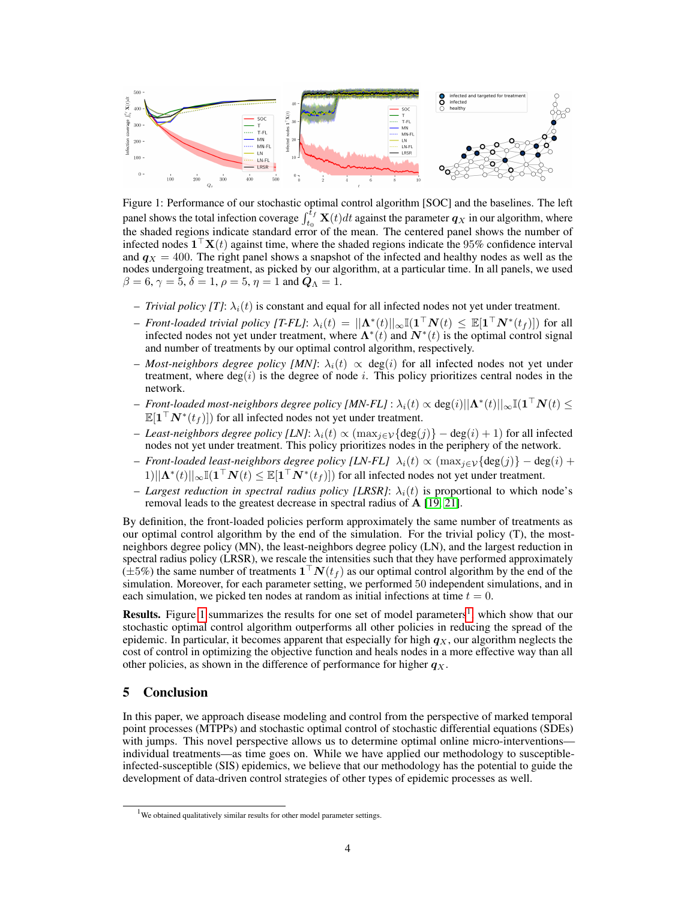Figure 1: Performance of our stochastic optimal control algorithm [SOC] and the baselines. The left panel shows the total infection coverage $\int_{t_0}^{t_f} \mathbf{X}(t)dt$ against the parameter $\boldsymbol{q}_X$ in our algorithm, where the shaded regions indicate standard error of the mean. The centered panel shows the number of infected nodes $\mathbf{1}^\top \mathbf{X}(t)$ against time, where the shaded regions indicate the 95% confidence interval and $\boldsymbol{q}_X = 400$. The right panel shows a snapshot of the infected and healthy nodes as well as the nodes undergoing treatment, as picked by our algorithm, at a particular time. In all panels, we used $\beta = 6$, $\gamma = 5$, $\delta = 1$, $\rho = 5$, $\eta = 1$ and $\boldsymbol{Q}_\Lambda = 1$.

- *Trivial policy [T]*: $\lambda_i(t)$ is constant and equal for all infected nodes not yet under treatment.
- *Front-loaded trivial policy [T-FL]*: $\lambda_i(t) = ||\boldsymbol{\Lambda}^*(t)||_\infty \mathbb{I}(\mathbf{1}^\top \boldsymbol{N}(t) \leq \mathbb{E}[\mathbf{1}^\top \boldsymbol{N}^*(t_f)])$ for all infected nodes not yet under treatment, where $\boldsymbol{\Lambda}^*(t)$ and $\boldsymbol{N}^*(t)$ is the optimal control signal and number of treatments by our optimal control algorithm, respectively.
- *Most-neighbors degree policy [MN]*: $\lambda_i(t) \propto \deg(i)$ for all infected nodes not yet under treatment, where $\deg(i)$ is the degree of node $i$. This policy prioritizes central nodes in the network.
- *Front-loaded most-neighbors degree policy [MN-FL]* : $\lambda_i(t) \propto \deg(i)||\boldsymbol{\Lambda}^*(t)||_\infty \mathbb{I}(\mathbf{1}^\top \boldsymbol{N}(t) \leq \mathbb{E}[\mathbf{1}^\top \boldsymbol{N}^*(t_f)])$ for all infected nodes not yet under treatment.
- *Least-neighbors degree policy [LN]*: $\lambda_i(t) \propto (\max_{j \in \mathcal{V}}\{\deg(j)\} - \deg(i) + 1)$ for all infected nodes not yet under treatment. This policy prioritizes nodes in the periphery of the network.
- *Front-loaded least-neighbors degree policy [LN-FL]* $\lambda_i(t) \propto (\max_{j \in \mathcal{V}}\{\deg(j)\} - \deg(i) + 1)||\boldsymbol{\Lambda}^*(t)||_\infty \mathbb{I}(\mathbf{1}^\top \boldsymbol{N}(t) \leq \mathbb{E}[\mathbf{1}^\top \boldsymbol{N}^*(t_f)])$ for all infected nodes not yet under treatment.
- *Largest reduction in spectral radius policy [LRSR]*: $\lambda_i(t)$ is proportional to which node's removal leads to the greatest decrease in spectral radius of $\mathbf{A}$ [19, 21].

By definition, the front-loaded policies perform approximately the same number of treatments as our optimal control algorithm by the end of the simulation. For the trivial policy (T), the most-neighbors degree policy (MN), the least-neighbors degree policy (LN), and the largest reduction in spectral radius policy (LRSR), we rescale the intensities such that they have performed approximately ($\pm 5\%$) the same number of treatments $\mathbf{1}^\top \boldsymbol{N}(t_f)$ as our optimal control algorithm by the end of the simulation. Moreover, for each parameter setting, we performed 50 independent simulations, and in each simulation, we picked ten nodes at random as initial infections at time $t = 0$.

**Results.** Figure 1 summarizes the results for one set of model parameters[1], which show that our stochastic optimal control algorithm outperforms all other policies in reducing the spread of the epidemic. In particular, it becomes apparent that especially for high $\boldsymbol{q}_X$, our algorithm neglects the cost of control in optimizing the objective function and heals nodes in a more effective way than all other policies, as shown in the difference of performance for higher $\boldsymbol{q}_X$.

## 5 Conclusion

In this paper, we approach disease modeling and control from the perspective of marked temporal point processes (MTPPs) and stochastic optimal control of stochastic differential equations (SDEs) with jumps. This novel perspective allows us to determine optimal online micro-interventions—individual treatments—as time goes on. While we have applied our methodology to susceptible-infected-susceptible (SIS) epidemics, we believe that our methodology has the potential to guide the development of data-driven control strategies of other types of epidemic processes as well.

[1] We obtained qualitatively similar results for other model parameter settings.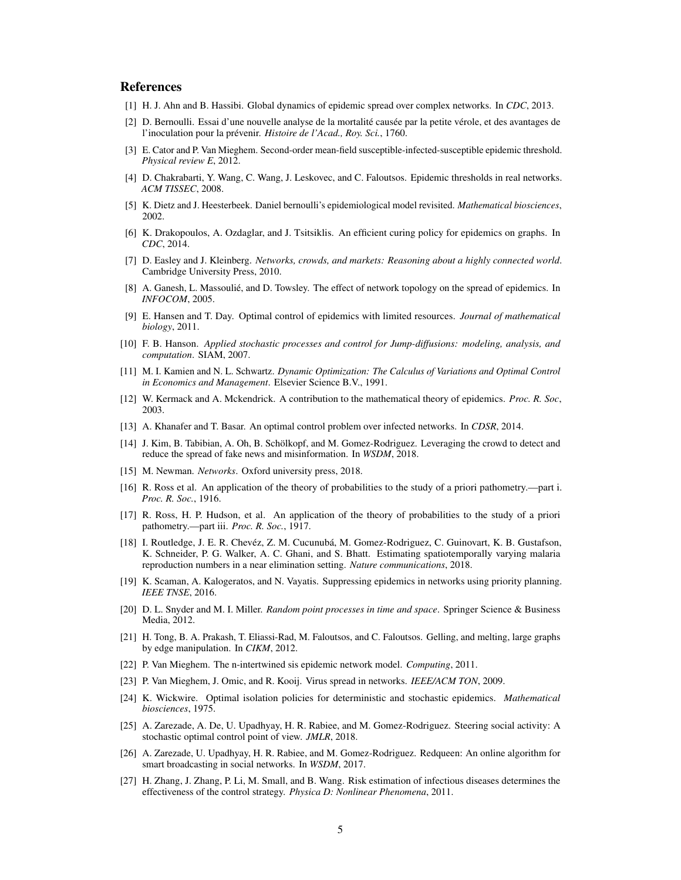## References

[1] H. J. Ahn and B. Hassibi. Global dynamics of epidemic spread over complex networks. In *CDC*, 2013.

[2] D. Bernoulli. Essai d'une nouvelle analyse de la mortalité causée par la petite vérole, et des avantages de l'inoculation pour la prévenir. *Histoire de l'Acad., Roy. Sci.*, 1760.

[3] E. Cator and P. Van Mieghem. Second-order mean-field susceptible-infected-susceptible epidemic threshold. *Physical review E*, 2012.

[4] D. Chakrabarti, Y. Wang, C. Wang, J. Leskovec, and C. Faloutsos. Epidemic thresholds in real networks. *ACM TISSEC*, 2008.

[5] K. Dietz and J. Heesterbeek. Daniel bernoulli's epidemiological model revisited. *Mathematical biosciences*, 2002.

[6] K. Drakopoulos, A. Ozdaglar, and J. Tsitsiklis. An efficient curing policy for epidemics on graphs. In *CDC*, 2014.

[7] D. Easley and J. Kleinberg. *Networks, crowds, and markets: Reasoning about a highly connected world*. Cambridge University Press, 2010.

[8] A. Ganesh, L. Massoulié, and D. Towsley. The effect of network topology on the spread of epidemics. In *INFOCOM*, 2005.

[9] E. Hansen and T. Day. Optimal control of epidemics with limited resources. *Journal of mathematical biology*, 2011.

[10] F. B. Hanson. *Applied stochastic processes and control for Jump-diffusions: modeling, analysis, and computation*. SIAM, 2007.

[11] M. I. Kamien and N. L. Schwartz. *Dynamic Optimization: The Calculus of Variations and Optimal Control in Economics and Management*. Elsevier Science B.V., 1991.

[12] W. Kermack and A. Mckendrick. A contribution to the mathematical theory of epidemics. *Proc. R. Soc*, 2003.

[13] A. Khanafer and T. Basar. An optimal control problem over infected networks. In *CDSR*, 2014.

[14] J. Kim, B. Tabibian, A. Oh, B. Schölkopf, and M. Gomez-Rodriguez. Leveraging the crowd to detect and reduce the spread of fake news and misinformation. In *WSDM*, 2018.

[15] M. Newman. *Networks*. Oxford university press, 2018.

[16] R. Ross et al. An application of the theory of probabilities to the study of a priori pathometry.—part i. *Proc. R. Soc.*, 1916.

[17] R. Ross, H. P. Hudson, et al. An application of the theory of probabilities to the study of a priori pathometry.—part iii. *Proc. R. Soc.*, 1917.

[18] I. Routledge, J. E. R. Chevéz, Z. M. Cucunubá, M. Gomez-Rodriguez, C. Guinovart, K. B. Gustafson, K. Schneider, P. G. Walker, A. C. Ghani, and S. Bhatt. Estimating spatiotemporally varying malaria reproduction numbers in a near elimination setting. *Nature communications*, 2018.

[19] K. Scaman, A. Kalogeratos, and N. Vayatis. Suppressing epidemics in networks using priority planning. *IEEE TNSE*, 2016.

[20] D. L. Snyder and M. I. Miller. *Random point processes in time and space*. Springer Science & Business Media, 2012.

[21] H. Tong, B. A. Prakash, T. Eliassi-Rad, M. Faloutsos, and C. Faloutsos. Gelling, and melting, large graphs by edge manipulation. In *CIKM*, 2012.

[22] P. Van Mieghem. The n-intertwined sis epidemic network model. *Computing*, 2011.

[23] P. Van Mieghem, J. Omic, and R. Kooij. Virus spread in networks. *IEEE/ACM TON*, 2009.

[24] K. Wickwire. Optimal isolation policies for deterministic and stochastic epidemics. *Mathematical biosciences*, 1975.

[25] A. Zarezade, A. De, U. Upadhyay, H. R. Rabiee, and M. Gomez-Rodriguez. Steering social activity: A stochastic optimal control point of view. *JMLR*, 2018.

[26] A. Zarezade, U. Upadhyay, H. R. Rabiee, and M. Gomez-Rodriguez. Redqueen: An online algorithm for smart broadcasting in social networks. In *WSDM*, 2017.

[27] H. Zhang, J. Zhang, P. Li, M. Small, and B. Wang. Risk estimation of infectious diseases determines the effectiveness of the control strategy. *Physica D: Nonlinear Phenomena*, 2011.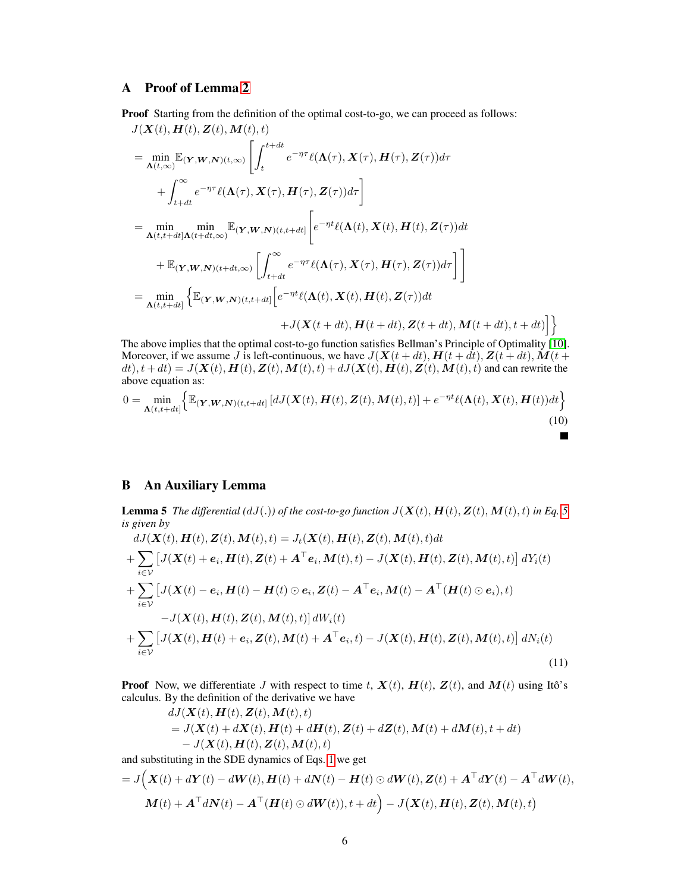## A Proof of Lemma 2

**Proof** Starting from the definition of the optimal cost-to-go, we can proceed as follows:

$$
\begin{aligned}
&J(\boldsymbol{X}(t), \boldsymbol{H}(t), \boldsymbol{Z}(t), \boldsymbol{M}(t), t) \\
&= \min_{\boldsymbol{\Lambda}(t,\infty)} \mathbb{E}_{(\boldsymbol{Y},\boldsymbol{W},\boldsymbol{N})(t,\infty)} \left[ \int_t^{t+dt} e^{-\eta\tau} \ell(\boldsymbol{\Lambda}(\tau), \boldsymbol{X}(\tau), \boldsymbol{H}(\tau), \boldsymbol{Z}(\tau)) d\tau \right. \\
&\qquad \left. + \int_{t+dt}^{\infty} e^{-\eta\tau} \ell(\boldsymbol{\Lambda}(\tau), \boldsymbol{X}(\tau), \boldsymbol{H}(\tau), \boldsymbol{Z}(\tau)) d\tau \right] \\
&= \min_{\boldsymbol{\Lambda}(t,t+dt]} \min_{\boldsymbol{\Lambda}(t+dt,\infty)} \mathbb{E}_{(\boldsymbol{Y},\boldsymbol{W},\boldsymbol{N})(t,t+dt]} \left[ e^{-\eta t} \ell(\boldsymbol{\Lambda}(t), \boldsymbol{X}(t), \boldsymbol{H}(t), \boldsymbol{Z}(\tau)) dt \right. \\
&\qquad \left. + \mathbb{E}_{(\boldsymbol{Y},\boldsymbol{W},\boldsymbol{N})(t+dt,\infty)} \left[ \int_{t+dt}^{\infty} e^{-\eta\tau} \ell(\boldsymbol{\Lambda}(\tau), \boldsymbol{X}(\tau), \boldsymbol{H}(\tau), \boldsymbol{Z}(\tau)) d\tau \right] \right] \\
&= \min_{\boldsymbol{\Lambda}(t,t+dt]} \left\{ \mathbb{E}_{(\boldsymbol{Y},\boldsymbol{W},\boldsymbol{N})(t,t+dt]} \left[ e^{-\eta t} \ell(\boldsymbol{\Lambda}(t), \boldsymbol{X}(t), \boldsymbol{H}(t), \boldsymbol{Z}(\tau)) dt \right. \right. \\
&\qquad \left. \left. + J(\boldsymbol{X}(t+dt), \boldsymbol{H}(t+dt), \boldsymbol{Z}(t+dt), \boldsymbol{M}(t+dt), t+dt) \right] \right\}
\end{aligned}
$$

The above implies that the optimal cost-to-go function satisfies Bellman's Principle of Optimality [10]. Moreover, if we assume $J$ is left-continuous, we have $J(\boldsymbol{X}(t+dt), \boldsymbol{H}(t+dt), \boldsymbol{Z}(t+dt), \boldsymbol{M}(t+dt), t+dt) = J(\boldsymbol{X}(t), \boldsymbol{H}(t), \boldsymbol{Z}(t), \boldsymbol{M}(t), t) + dJ(\boldsymbol{X}(t), \boldsymbol{H}(t), \boldsymbol{Z}(t), \boldsymbol{M}(t), t)$ and can rewrite the above equation as:

$$
0 = \min_{\boldsymbol{\Lambda}(t,t+dt]} \left\{ \mathbb{E}_{(\boldsymbol{Y},\boldsymbol{W},\boldsymbol{N})(t,t+dt]} \left[ dJ(\boldsymbol{X}(t), \boldsymbol{H}(t), \boldsymbol{Z}(t), \boldsymbol{M}(t), t) \right] + e^{-\eta t} \ell(\boldsymbol{\Lambda}(t), \boldsymbol{X}(t), \boldsymbol{H}(t)) dt \right\} \tag{10}
$$

■

## B An Auxiliary Lemma

**Lemma 5** *The differential ($dJ(.)$) of the cost-to-go function $J(\boldsymbol{X}(t), \boldsymbol{H}(t), \boldsymbol{Z}(t), \boldsymbol{M}(t), t)$ in Eq. 5 is given by*

$$
\begin{aligned}
&dJ(\boldsymbol{X}(t), \boldsymbol{H}(t), \boldsymbol{Z}(t), \boldsymbol{M}(t), t) = J_t(\boldsymbol{X}(t), \boldsymbol{H}(t), \boldsymbol{Z}(t), \boldsymbol{M}(t), t) dt \\
&+ \sum_{i \in \mathcal{V}} \left[ J(\boldsymbol{X}(t) + \boldsymbol{e}_i, \boldsymbol{H}(t), \boldsymbol{Z}(t) + \boldsymbol{A}^\top \boldsymbol{e}_i, \boldsymbol{M}(t), t) - J(\boldsymbol{X}(t), \boldsymbol{H}(t), \boldsymbol{Z}(t), \boldsymbol{M}(t), t) \right] dY_i(t) \\
&+ \sum_{i \in \mathcal{V}} \left[ J(\boldsymbol{X}(t) - \boldsymbol{e}_i, \boldsymbol{H}(t) - \boldsymbol{H}(t) \odot \boldsymbol{e}_i, \boldsymbol{Z}(t) - \boldsymbol{A}^\top \boldsymbol{e}_i, \boldsymbol{M}(t) - \boldsymbol{A}^\top (\boldsymbol{H}(t) \odot \boldsymbol{e}_i), t) \right. \\
&\qquad \left. - J(\boldsymbol{X}(t), \boldsymbol{H}(t), \boldsymbol{Z}(t), \boldsymbol{M}(t), t) \right] dW_i(t) \\
&+ \sum_{i \in \mathcal{V}} \left[ J(\boldsymbol{X}(t), \boldsymbol{H}(t) + \boldsymbol{e}_i, \boldsymbol{Z}(t), \boldsymbol{M}(t) + \boldsymbol{A}^\top \boldsymbol{e}_i, t) - J(\boldsymbol{X}(t), \boldsymbol{H}(t), \boldsymbol{Z}(t), \boldsymbol{M}(t), t) \right] dN_i(t)
\end{aligned} \tag{11}
$$

**Proof** Now, we differentiate $J$ with respect to time $t$, $\boldsymbol{X}(t)$, $\boldsymbol{H}(t)$, $\boldsymbol{Z}(t)$, and $\boldsymbol{M}(t)$ using Itô's calculus. By the definition of the derivative we have

$$
\begin{aligned}
&dJ(\boldsymbol{X}(t), \boldsymbol{H}(t), \boldsymbol{Z}(t), \boldsymbol{M}(t), t) \\
&= J(\boldsymbol{X}(t) + d\boldsymbol{X}(t), \boldsymbol{H}(t) + d\boldsymbol{H}(t), \boldsymbol{Z}(t) + d\boldsymbol{Z}(t), \boldsymbol{M}(t) + d\boldsymbol{M}(t), t + dt) \\
&\quad - J(\boldsymbol{X}(t), \boldsymbol{H}(t), \boldsymbol{Z}(t), \boldsymbol{M}(t), t)
\end{aligned}
$$

and substituting in the SDE dynamics of Eqs. 1 we get

$$
\begin{aligned}
&= J\Big( \boldsymbol{X}(t) + d\boldsymbol{Y}(t) - d\boldsymbol{W}(t), \boldsymbol{H}(t) + d\boldsymbol{N}(t) - \boldsymbol{H}(t) \odot d\boldsymbol{W}(t), \boldsymbol{Z}(t) + \boldsymbol{A}^\top d\boldsymbol{Y}(t) - \boldsymbol{A}^\top d\boldsymbol{W}(t), \\
&\quad \boldsymbol{M}(t) + \boldsymbol{A}^\top d\boldsymbol{N}(t) - \boldsymbol{A}^\top (\boldsymbol{H}(t) \odot d\boldsymbol{W}(t)), t + dt \Big) - J\big(\boldsymbol{X}(t), \boldsymbol{H}(t), \boldsymbol{Z}(t), \boldsymbol{M}(t), t\big)
\end{aligned}
$$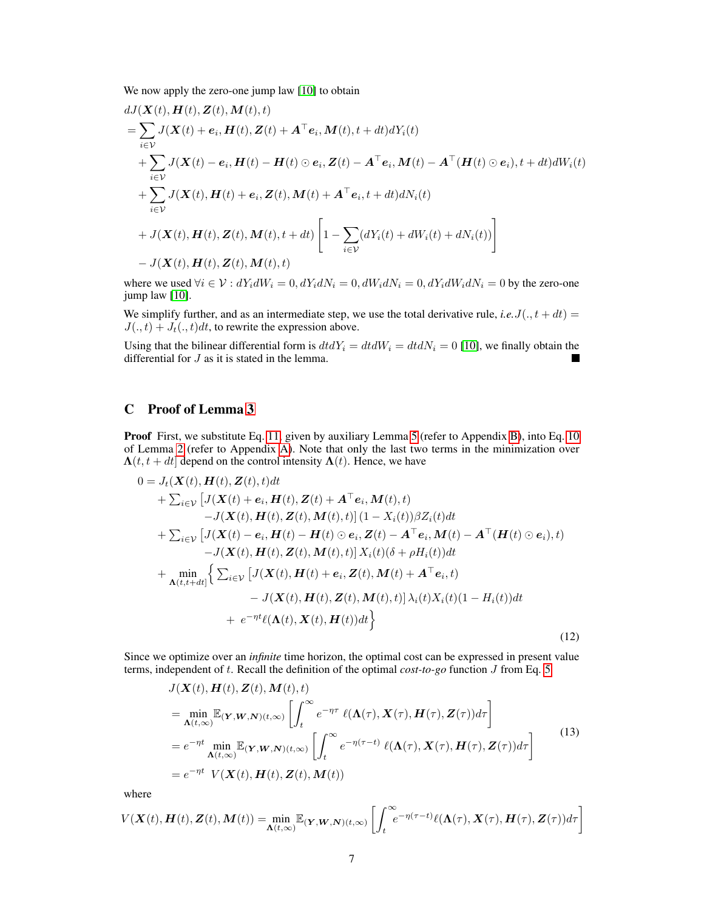We now apply the zero-one jump law [10] to obtain

$$
\begin{aligned}
&dJ(\boldsymbol{X}(t), \boldsymbol{H}(t), \boldsymbol{Z}(t), \boldsymbol{M}(t), t) \\
&= \sum_{i \in \mathcal{V}} J(\boldsymbol{X}(t) + \boldsymbol{e}_i, \boldsymbol{H}(t), \boldsymbol{Z}(t) + \boldsymbol{A}^\top \boldsymbol{e}_i, \boldsymbol{M}(t), t + dt) dY_i(t) \\
&\quad + \sum_{i \in \mathcal{V}} J(\boldsymbol{X}(t) - \boldsymbol{e}_i, \boldsymbol{H}(t) - \boldsymbol{H}(t) \odot \boldsymbol{e}_i, \boldsymbol{Z}(t) - \boldsymbol{A}^\top \boldsymbol{e}_i, \boldsymbol{M}(t) - \boldsymbol{A}^\top (\boldsymbol{H}(t) \odot \boldsymbol{e}_i), t + dt) dW_i(t) \\
&\quad + \sum_{i \in \mathcal{V}} J(\boldsymbol{X}(t), \boldsymbol{H}(t) + \boldsymbol{e}_i, \boldsymbol{Z}(t), \boldsymbol{M}(t) + \boldsymbol{A}^\top \boldsymbol{e}_i, t + dt) dN_i(t) \\
&\quad + J(\boldsymbol{X}(t), \boldsymbol{H}(t), \boldsymbol{Z}(t), \boldsymbol{M}(t), t + dt) \left[ 1 - \sum_{i \in \mathcal{V}} (dY_i(t) + dW_i(t) + dN_i(t)) \right] \\
&\quad - J(\boldsymbol{X}(t), \boldsymbol{H}(t), \boldsymbol{Z}(t), \boldsymbol{M}(t), t)
\end{aligned}
$$

where we used $\forall i \in \mathcal{V} : dY_i dW_i = 0, dY_i dN_i = 0, dW_i dN_i = 0, dY_i dW_i dN_i = 0$ by the zero-one jump law [10].

We simplify further, and as an intermediate step, we use the total derivative rule, *i.e.* $J(., t + dt) = J(., t) + J_t(., t)dt$, to rewrite the expression above.

Using that the bilinear differential form is $dt dY_i = dt dW_i = dt dN_i = 0$ [10], we finally obtain the differential for $J$ as it is stated in the lemma. ■

## C Proof of Lemma 3

**Proof** First, we substitute Eq. 11, given by auxiliary Lemma 5 (refer to Appendix B), into Eq. 10 of Lemma 2 (refer to Appendix A). Note that only the last two terms in the minimization over $\boldsymbol{\Lambda}(t, t + dt]$ depend on the control intensity $\boldsymbol{\Lambda}(t)$. Hence, we have

$$
\begin{aligned}
0 = &\; J_t(\boldsymbol{X}(t), \boldsymbol{H}(t), \boldsymbol{Z}(t), t)dt \\
&+ \textstyle\sum_{i \in \mathcal{V}} \left[ J(\boldsymbol{X}(t) + \boldsymbol{e}_i, \boldsymbol{H}(t), \boldsymbol{Z}(t) + \boldsymbol{A}^\top \boldsymbol{e}_i, \boldsymbol{M}(t), t) \right. \\
&\qquad \left. - J(\boldsymbol{X}(t), \boldsymbol{H}(t), \boldsymbol{Z}(t), \boldsymbol{M}(t), t) \right] (1 - X_i(t)) \beta Z_i(t) dt \\
&+ \textstyle\sum_{i \in \mathcal{V}} \left[ J(\boldsymbol{X}(t) - \boldsymbol{e}_i, \boldsymbol{H}(t) - \boldsymbol{H}(t) \odot \boldsymbol{e}_i, \boldsymbol{Z}(t) - \boldsymbol{A}^\top \boldsymbol{e}_i, \boldsymbol{M}(t) - \boldsymbol{A}^\top (\boldsymbol{H}(t) \odot \boldsymbol{e}_i), t) \right. \\
&\qquad \left. - J(\boldsymbol{X}(t), \boldsymbol{H}(t), \boldsymbol{Z}(t), \boldsymbol{M}(t), t) \right] X_i(t) (\delta + \rho H_i(t)) dt \\
&+ \min_{\boldsymbol{\Lambda}(t, t+dt]} \Big\{ \textstyle\sum_{i \in \mathcal{V}} \left[ J(\boldsymbol{X}(t), \boldsymbol{H}(t) + \boldsymbol{e}_i, \boldsymbol{Z}(t), \boldsymbol{M}(t) + \boldsymbol{A}^\top \boldsymbol{e}_i, t) \right. \\
&\qquad \left. - J(\boldsymbol{X}(t), \boldsymbol{H}(t), \boldsymbol{Z}(t), \boldsymbol{M}(t), t) \right] \lambda_i(t) X_i(t) (1 - H_i(t)) dt \\
&\qquad + e^{-\eta t} \ell(\boldsymbol{\Lambda}(t), \boldsymbol{X}(t), \boldsymbol{H}(t)) dt \Big\}
\end{aligned} \tag{12}
$$

Since we optimize over an *infinite* time horizon, the optimal cost can be expressed in present value terms, independent of $t$. Recall the definition of the optimal *cost-to-go* function $J$ from Eq. 5

$$
\begin{aligned}
&J(\boldsymbol{X}(t), \boldsymbol{H}(t), \boldsymbol{Z}(t), \boldsymbol{M}(t), t) \\
&= \min_{\boldsymbol{\Lambda}(t, \infty)} \mathbb{E}_{(\boldsymbol{Y}, \boldsymbol{W}, \boldsymbol{N})(t, \infty)} \left[ \int_t^\infty e^{-\eta \tau} \; \ell(\boldsymbol{\Lambda}(\tau), \boldsymbol{X}(\tau), \boldsymbol{H}(\tau), \boldsymbol{Z}(\tau)) d\tau \right] \\
&= e^{-\eta t} \min_{\boldsymbol{\Lambda}(t, \infty)} \mathbb{E}_{(\boldsymbol{Y}, \boldsymbol{W}, \boldsymbol{N})(t, \infty)} \left[ \int_t^\infty e^{-\eta (\tau - t)} \; \ell(\boldsymbol{\Lambda}(\tau), \boldsymbol{X}(\tau), \boldsymbol{H}(\tau), \boldsymbol{Z}(\tau)) d\tau \right] \\
&= e^{-\eta t} \; V(\boldsymbol{X}(t), \boldsymbol{H}(t), \boldsymbol{Z}(t), \boldsymbol{M}(t))
\end{aligned} \tag{13}
$$

where

$$
V(\boldsymbol{X}(t), \boldsymbol{H}(t), \boldsymbol{Z}(t), \boldsymbol{M}(t)) = \min_{\boldsymbol{\Lambda}(t, \infty)} \mathbb{E}_{(\boldsymbol{Y}, \boldsymbol{W}, \boldsymbol{N})(t, \infty)} \left[ \int_t^\infty e^{-\eta (\tau - t)} \ell(\boldsymbol{\Lambda}(\tau), \boldsymbol{X}(\tau), \boldsymbol{H}(\tau), \boldsymbol{Z}(\tau)) d\tau \right]
$$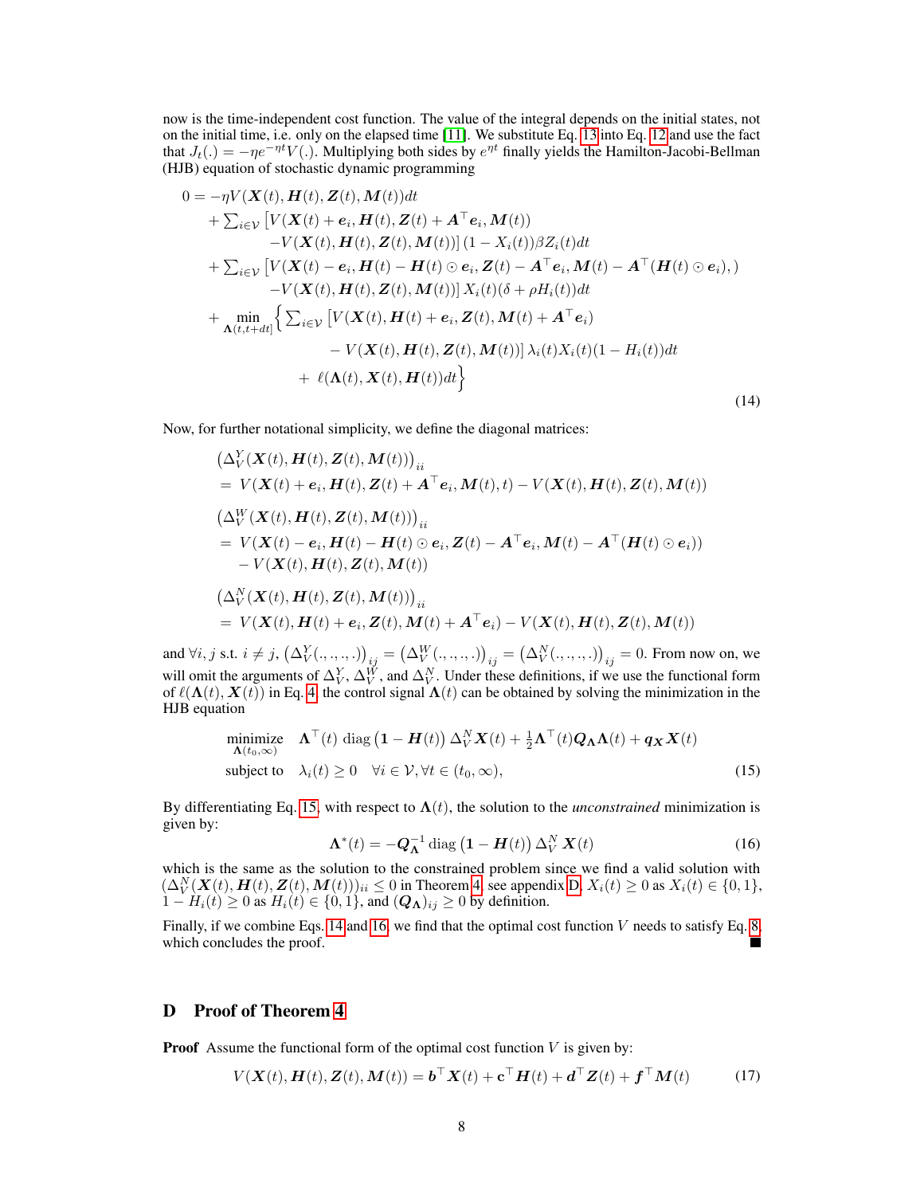now is the time-independent cost function. The value of the integral depends on the initial states, not on the initial time, i.e. only on the elapsed time [11]. We substitute Eq. 13 into Eq. 12 and use the fact that $J_t(.) = -\eta e^{-\eta t} V(.)$. Multiplying both sides by $e^{\eta t}$ finally yields the Hamilton-Jacobi-Bellman (HJB) equation of stochastic dynamic programming

$$
\begin{aligned}
0 = & -\eta V(\boldsymbol{X}(t), \boldsymbol{H}(t), \boldsymbol{Z}(t), \boldsymbol{M}(t)) dt \\
& + \textstyle\sum_{i \in \mathcal{V}} \left[ V(\boldsymbol{X}(t) + \boldsymbol{e}_i, \boldsymbol{H}(t), \boldsymbol{Z}(t) + \boldsymbol{A}^\top \boldsymbol{e}_i, \boldsymbol{M}(t)) \right. \\
& \qquad \left. - V(\boldsymbol{X}(t), \boldsymbol{H}(t), \boldsymbol{Z}(t), \boldsymbol{M}(t)) \right] (1 - X_i(t)) \beta Z_i(t) dt \\
& + \textstyle\sum_{i \in \mathcal{V}} \left[ V(\boldsymbol{X}(t) - \boldsymbol{e}_i, \boldsymbol{H}(t) - \boldsymbol{H}(t) \odot \boldsymbol{e}_i, \boldsymbol{Z}(t) - \boldsymbol{A}^\top \boldsymbol{e}_i, \boldsymbol{M}(t) - \boldsymbol{A}^\top (\boldsymbol{H}(t) \odot \boldsymbol{e}_i),) \right. \\
& \qquad \left. - V(\boldsymbol{X}(t), \boldsymbol{H}(t), \boldsymbol{Z}(t), \boldsymbol{M}(t)) \right] X_i(t) (\delta + \rho H_i(t)) dt \\
& + \min_{\boldsymbol{\Lambda}(t, t+dt]} \Big\{ \textstyle\sum_{i \in \mathcal{V}} \left[ V(\boldsymbol{X}(t), \boldsymbol{H}(t) + \boldsymbol{e}_i, \boldsymbol{Z}(t), \boldsymbol{M}(t) + \boldsymbol{A}^\top \boldsymbol{e}_i) \right. \\
& \qquad \qquad \left. - V(\boldsymbol{X}(t), \boldsymbol{H}(t), \boldsymbol{Z}(t), \boldsymbol{M}(t)) \right] \lambda_i(t) X_i(t) (1 - H_i(t)) dt \\
& \qquad \qquad + \ell(\boldsymbol{\Lambda}(t), \boldsymbol{X}(t), \boldsymbol{H}(t)) dt \Big\}
\end{aligned}
\tag{14}
$$

Now, for further notational simplicity, we define the diagonal matrices:

$$
\begin{aligned}
& \left( \Delta_V^Y(\boldsymbol{X}(t), \boldsymbol{H}(t), \boldsymbol{Z}(t), \boldsymbol{M}(t)) \right)_{ii} \\
& = V(\boldsymbol{X}(t) + \boldsymbol{e}_i, \boldsymbol{H}(t), \boldsymbol{Z}(t) + \boldsymbol{A}^\top \boldsymbol{e}_i, \boldsymbol{M}(t), t) - V(\boldsymbol{X}(t), \boldsymbol{H}(t), \boldsymbol{Z}(t), \boldsymbol{M}(t)) \\
& \left( \Delta_V^W(\boldsymbol{X}(t), \boldsymbol{H}(t), \boldsymbol{Z}(t), \boldsymbol{M}(t)) \right)_{ii} \\
& = V(\boldsymbol{X}(t) - \boldsymbol{e}_i, \boldsymbol{H}(t) - \boldsymbol{H}(t) \odot \boldsymbol{e}_i, \boldsymbol{Z}(t) - \boldsymbol{A}^\top \boldsymbol{e}_i, \boldsymbol{M}(t) - \boldsymbol{A}^\top (\boldsymbol{H}(t) \odot \boldsymbol{e}_i)) \\
& \quad - V(\boldsymbol{X}(t), \boldsymbol{H}(t), \boldsymbol{Z}(t), \boldsymbol{M}(t)) \\
& \left( \Delta_V^N(\boldsymbol{X}(t), \boldsymbol{H}(t), \boldsymbol{Z}(t), \boldsymbol{M}(t)) \right)_{ii} \\
& = V(\boldsymbol{X}(t), \boldsymbol{H}(t) + \boldsymbol{e}_i, \boldsymbol{Z}(t), \boldsymbol{M}(t) + \boldsymbol{A}^\top \boldsymbol{e}_i) - V(\boldsymbol{X}(t), \boldsymbol{H}(t), \boldsymbol{Z}(t), \boldsymbol{M}(t))
\end{aligned}
$$

and $\forall i, j$ s.t. $i \neq j$, $\left(\Delta_V^Y(.,.,.,.)\right)_{ij} = \left(\Delta_V^W(.,.,.,.)\right)_{ij} = \left(\Delta_V^N(.,.,.,.)\right)_{ij} = 0$. From now on, we will omit the arguments of $\Delta_V^Y$, $\Delta_V^W$, and $\Delta_V^N$. Under these definitions, if we use the functional form of $\ell(\boldsymbol{\Lambda}(t), \boldsymbol{X}(t))$ in Eq. 4, the control signal $\boldsymbol{\Lambda}(t)$ can be obtained by solving the minimization in the HJB equation

$$
\begin{aligned}
\underset{\boldsymbol{\Lambda}(t_0, \infty)}{\text{minimize}} \quad & \boldsymbol{\Lambda}^\top(t) \ \text{diag}\left(\boldsymbol{1} - \boldsymbol{H}(t)\right) \Delta_V^N \boldsymbol{X}(t) + \tfrac{1}{2} \boldsymbol{\Lambda}^\top(t) \boldsymbol{Q}_{\boldsymbol{\Lambda}} \boldsymbol{\Lambda}(t) + \boldsymbol{q}_{\boldsymbol{X}} \boldsymbol{X}(t) \\
\text{subject to} \quad & \lambda_i(t) \geq 0 \quad \forall i \in \mathcal{V}, \forall t \in (t_0, \infty),
\end{aligned}
\tag{15}
$$

By differentiating Eq. 15, with respect to $\boldsymbol{\Lambda}(t)$, the solution to the *unconstrained* minimization is given by:

$$
\boldsymbol{\Lambda}^*(t) = -\boldsymbol{Q}_{\boldsymbol{\Lambda}}^{-1} \ \text{diag}\left(\boldsymbol{1} - \boldsymbol{H}(t)\right) \Delta_V^N \, \boldsymbol{X}(t) \tag{16}
$$

which is the same as the solution to the constrained problem since we find a valid solution with $(\Delta_V^N(\boldsymbol{X}(t), \boldsymbol{H}(t), \boldsymbol{Z}(t), \boldsymbol{M}(t)))_{ii} \leq 0$ in Theorem 4, see appendix D, $X_i(t) \geq 0$ as $X_i(t) \in \{0, 1\}$, $1 - H_i(t) \geq 0$ as $H_i(t) \in \{0, 1\}$, and $(\boldsymbol{Q}_{\boldsymbol{\Lambda}})_{ij} \geq 0$ by definition.

Finally, if we combine Eqs. 14 and 16, we find that the optimal cost function $V$ needs to satisfy Eq. 8, which concludes the proof. ∎

## D Proof of Theorem 4

**Proof** Assume the functional form of the optimal cost function $V$ is given by:

$$
V(\boldsymbol{X}(t), \boldsymbol{H}(t), \boldsymbol{Z}(t), \boldsymbol{M}(t)) = \boldsymbol{b}^\top \boldsymbol{X}(t) + \mathbf{c}^\top \boldsymbol{H}(t) + \boldsymbol{d}^\top \boldsymbol{Z}(t) + \boldsymbol{f}^\top \boldsymbol{M}(t) \tag{17}
$$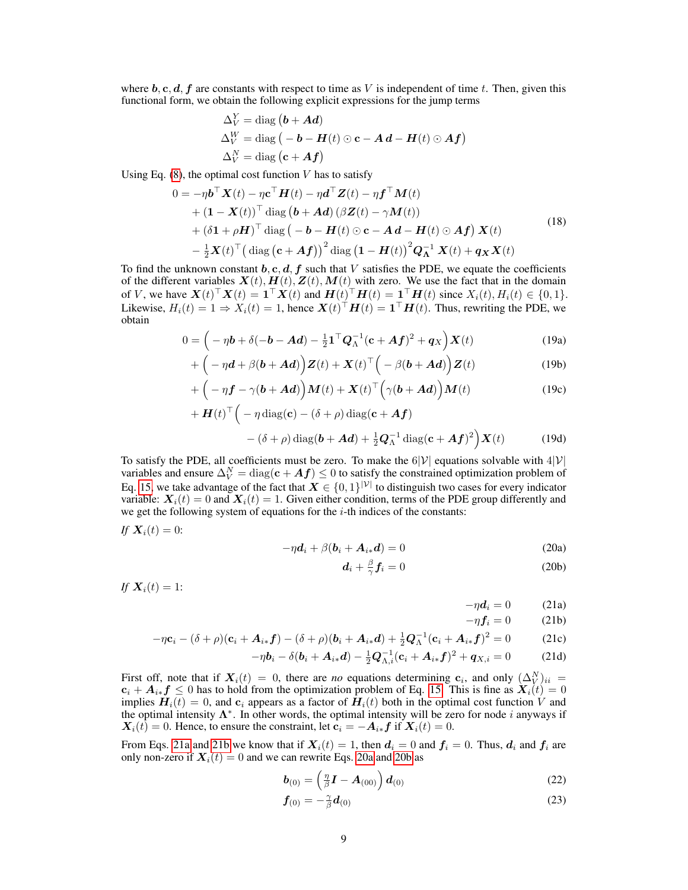where $\boldsymbol{b}, \mathbf{c}, \boldsymbol{d}, \boldsymbol{f}$ are constants with respect to time as $V$ is independent of time $t$. Then, given this functional form, we obtain the following explicit expressions for the jump terms

$$
\begin{aligned}
\Delta_V^Y &= \operatorname{diag}\left(\boldsymbol{b} + \boldsymbol{A}\boldsymbol{d}\right) \\
\Delta_V^W &= \operatorname{diag}\left(-\boldsymbol{b} - \boldsymbol{H}(t) \odot \mathbf{c} - \boldsymbol{A}\,\boldsymbol{d} - \boldsymbol{H}(t) \odot \boldsymbol{A}\boldsymbol{f}\right) \\
\Delta_V^N &= \operatorname{diag}\left(\mathbf{c} + \boldsymbol{A}\boldsymbol{f}\right)
\end{aligned}
$$

Using Eq. (8), the optimal cost function $V$ has to satisfy

$$
\begin{aligned}
0 = &-\eta \boldsymbol{b}^\top \boldsymbol{X}(t) - \eta \mathbf{c}^\top \boldsymbol{H}(t) - \eta \boldsymbol{d}^\top \boldsymbol{Z}(t) - \eta \boldsymbol{f}^\top \boldsymbol{M}(t) \\
&+ (\mathbf{1} - \boldsymbol{X}(t))^\top \operatorname{diag}\left(\boldsymbol{b} + \boldsymbol{A}\boldsymbol{d}\right)(\beta \boldsymbol{Z}(t) - \gamma \boldsymbol{M}(t)) \\
&+ (\delta \mathbf{1} + \rho \boldsymbol{H})^\top \operatorname{diag}\left(-\boldsymbol{b} - \boldsymbol{H}(t) \odot \mathbf{c} - \boldsymbol{A}\,\boldsymbol{d} - \boldsymbol{H}(t) \odot \boldsymbol{A}\boldsymbol{f}\right)\boldsymbol{X}(t) \\
&- \tfrac{1}{2}\boldsymbol{X}(t)^\top \left(\operatorname{diag}\left(\mathbf{c} + \boldsymbol{A}\boldsymbol{f}\right)\right)^2 \operatorname{diag}\left(\mathbf{1} - \boldsymbol{H}(t)\right)^2 \boldsymbol{Q}_\Lambda^{-1}\,\boldsymbol{X}(t) + \boldsymbol{q}_{\boldsymbol{X}}\boldsymbol{X}(t)
\end{aligned}
\tag{18}
$$

To find the unknown constant $\boldsymbol{b}, \mathbf{c}, \boldsymbol{d}, \boldsymbol{f}$ such that $V$ satisfies the PDE, we equate the coefficients of the different variables $\boldsymbol{X}(t), \boldsymbol{H}(t), \boldsymbol{Z}(t), \boldsymbol{M}(t)$ with zero. We use the fact that in the domain of $V$, we have $\boldsymbol{X}(t)^\top \boldsymbol{X}(t) = \mathbf{1}^\top \boldsymbol{X}(t)$ and $\boldsymbol{H}(t)^\top \boldsymbol{H}(t) = \mathbf{1}^\top \boldsymbol{H}(t)$ since $X_i(t), H_i(t) \in \{0, 1\}$. Likewise, $H_i(t) = 1 \Rightarrow X_i(t) = 1$, hence $\boldsymbol{X}(t)^\top \boldsymbol{H}(t) = \mathbf{1}^\top \boldsymbol{H}(t)$. Thus, rewriting the PDE, we obtain

$$
0 = \Big(-\eta \boldsymbol{b} + \delta(-\boldsymbol{b} - \boldsymbol{A}\boldsymbol{d}) - \tfrac{1}{2}\mathbf{1}^\top \boldsymbol{Q}_\Lambda^{-1}(\mathbf{c} + \boldsymbol{A}\boldsymbol{f})^2 + \boldsymbol{q}_X\Big)\boldsymbol{X}(t) \tag{19a}
$$

$$
+ \Big(-\eta \boldsymbol{d} + \beta(\boldsymbol{b} + \boldsymbol{A}\boldsymbol{d})\Big)\boldsymbol{Z}(t) + \boldsymbol{X}(t)^\top\Big(-\beta(\boldsymbol{b} + \boldsymbol{A}\boldsymbol{d})\Big)\boldsymbol{Z}(t) \tag{19b}
$$

$$
+ \Big(-\eta \boldsymbol{f} - \gamma(\boldsymbol{b} + \boldsymbol{A}\boldsymbol{d})\Big)\boldsymbol{M}(t) + \boldsymbol{X}(t)^\top\Big(\gamma(\boldsymbol{b} + \boldsymbol{A}\boldsymbol{d})\Big)\boldsymbol{M}(t) \tag{19c}
$$

$$
\begin{aligned}
&+ \boldsymbol{H}(t)^\top\Big(-\eta \operatorname{diag}(\mathbf{c}) - (\delta + \rho)\operatorname{diag}(\mathbf{c} + \boldsymbol{A}\boldsymbol{f}) \\
&\qquad - (\delta + \rho)\operatorname{diag}(\boldsymbol{b} + \boldsymbol{A}\boldsymbol{d}) + \tfrac{1}{2}\boldsymbol{Q}_\Lambda^{-1}\operatorname{diag}(\mathbf{c} + \boldsymbol{A}\boldsymbol{f})^2\Big)\boldsymbol{X}(t)
\end{aligned}
\tag{19d}
$$

To satisfy the PDE, all coefficients must be zero. To make the $6|\mathcal{V}|$ equations solvable with $4|\mathcal{V}|$ variables and ensure $\Delta_V^N = \operatorname{diag}(\mathbf{c} + \boldsymbol{A}\boldsymbol{f}) \leq 0$ to satisfy the constrained optimization problem of Eq. 15, we take advantage of the fact that $\boldsymbol{X} \in \{0, 1\}^{|\mathcal{V}|}$ to distinguish two cases for every indicator variable: $\boldsymbol{X}_i(t) = 0$ and $\boldsymbol{X}_i(t) = 1$. Given either condition, terms of the PDE group differently and we get the following system of equations for the $i$-th indices of the constants:

*If* $\boldsymbol{X}_i(t) = 0$:

$$
-\eta \boldsymbol{d}_i + \beta(\boldsymbol{b}_i + \boldsymbol{A}_{i*}\boldsymbol{d}) = 0 \tag{20a}
$$

$$
\boldsymbol{d}_i + \tfrac{\beta}{\gamma}\boldsymbol{f}_i = 0 \tag{20b}
$$

*If* $\boldsymbol{X}_i(t) = 1$:

$$
-\eta \boldsymbol{d}_i = 0 \tag{21a}
$$

$$
-\eta \boldsymbol{f}_i = 0 \tag{21b}
$$

$$
-\eta \mathbf{c}_i - (\delta + \rho)(\mathbf{c}_i + \boldsymbol{A}_{i*}\boldsymbol{f}) - (\delta + \rho)(\boldsymbol{b}_i + \boldsymbol{A}_{i*}\boldsymbol{d}) + \tfrac{1}{2}\boldsymbol{Q}_\Lambda^{-1}(\mathbf{c}_i + \boldsymbol{A}_{i*}\boldsymbol{f})^2 = 0 \tag{21c}
$$

$$
-\eta \boldsymbol{b}_i - \delta(\boldsymbol{b}_i + \boldsymbol{A}_{i*}\boldsymbol{d}) - \tfrac{1}{2}\boldsymbol{Q}_{\Lambda,i}^{-1}(\mathbf{c}_i + \boldsymbol{A}_{i*}\boldsymbol{f})^2 + \boldsymbol{q}_{X,i} = 0 \tag{21d}
$$

First off, note that if $\boldsymbol{X}_i(t) = 0$, there are *no* equations determining $\mathbf{c}_i$, and only $(\Delta_V^N)_{ii} = \mathbf{c}_i + \boldsymbol{A}_{i*}\boldsymbol{f} \leq 0$ has to hold from the optimization problem of Eq. 15. This is fine as $\boldsymbol{X}_i(t) = 0$ implies $\boldsymbol{H}_i(t) = 0$, and $\mathbf{c}_i$ appears as a factor of $\boldsymbol{H}_i(t)$ both in the optimal cost function $V$ and the optimal intensity $\boldsymbol{\Lambda}^*$. In other words, the optimal intensity will be zero for node $i$ anyways if $\boldsymbol{X}_i(t) = 0$. Hence, to ensure the constraint, let $\mathbf{c}_i = -\boldsymbol{A}_{i*}\boldsymbol{f}$ if $\boldsymbol{X}_i(t) = 0$.

From Eqs. 21a and 21b we know that if $\boldsymbol{X}_i(t) = 1$, then $\boldsymbol{d}_i = 0$ and $\boldsymbol{f}_i = 0$. Thus, $\boldsymbol{d}_i$ and $\boldsymbol{f}_i$ are only non-zero if $\boldsymbol{X}_i(t) = 0$ and we can rewrite Eqs. 20a and 20b as

$$
\boldsymbol{b}_{(0)} = \left(\tfrac{\eta}{\beta}\boldsymbol{I} - \boldsymbol{A}_{(00)}\right)\boldsymbol{d}_{(0)} \tag{22}
$$

$$
\boldsymbol{f}_{(0)} = -\tfrac{\gamma}{\beta}\boldsymbol{d}_{(0)} \tag{23}
$$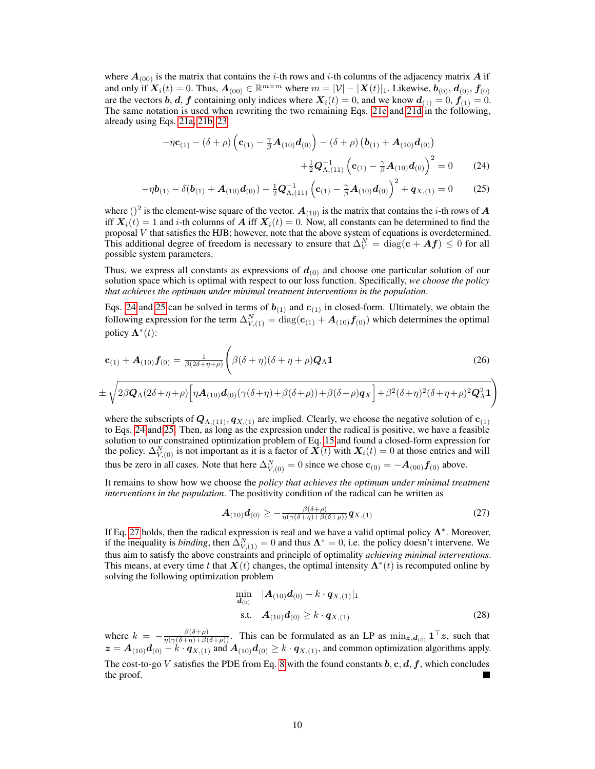where $\boldsymbol{A}_{(00)}$ is the matrix that contains the $i$-th rows and $i$-th columns of the adjacency matrix $\boldsymbol{A}$ if and only if $\boldsymbol{X}_i(t) = 0$. Thus, $\boldsymbol{A}_{(00)} \in \mathbb{R}^{m \times m}$ where $m = |\mathcal{V}| - |\boldsymbol{X}(t)|_1$. Likewise, $\boldsymbol{b}_{(0)}$, $\boldsymbol{d}_{(0)}$, $\boldsymbol{f}_{(0)}$ are the vectors $\boldsymbol{b}$, $\boldsymbol{d}$, $\boldsymbol{f}$ containing only indices where $\boldsymbol{X}_i(t) = 0$, and we know $\boldsymbol{d}_{(1)} = 0$, $\boldsymbol{f}_{(1)} = 0$. The same notation is used when rewriting the two remaining Eqs. 21c and 21d in the following, already using Eqs. 21a, 21b, 23

$$
-\eta \mathbf{c}_{(1)} - (\delta+\rho)\left(\mathbf{c}_{(1)} - \tfrac{\gamma}{\beta}\boldsymbol{A}_{(10)}\boldsymbol{d}_{(0)}\right) - (\delta+\rho)\left(\boldsymbol{b}_{(1)} + \boldsymbol{A}_{(10)}\boldsymbol{d}_{(0)}\right) + \tfrac{1}{2}\boldsymbol{Q}_{\Lambda,(11)}^{-1}\left(\mathbf{c}_{(1)} - \tfrac{\gamma}{\beta}\boldsymbol{A}_{(10)}\boldsymbol{d}_{(0)}\right)^2 = 0 \tag{24}
$$

$$
-\eta \boldsymbol{b}_{(1)} - \delta(\boldsymbol{b}_{(1)} + \boldsymbol{A}_{(10)}\boldsymbol{d}_{(0)}) - \tfrac{1}{2}\boldsymbol{Q}_{\Lambda,(11)}^{-1}\left(\mathbf{c}_{(1)} - \tfrac{\gamma}{\beta}\boldsymbol{A}_{(10)}\boldsymbol{d}_{(0)}\right)^2 + \boldsymbol{q}_{X,(1)} = 0 \tag{25}
$$

where $()^2$ is the element-wise square of the vector. $\boldsymbol{A}_{(10)}$ is the matrix that contains the $i$-th rows of $\boldsymbol{A}$ iff $\boldsymbol{X}_i(t) = 1$ and $i$-th columns of $\boldsymbol{A}$ iff $\boldsymbol{X}_i(t) = 0$. Now, all constants can be determined to find the proposal $V$ that satisfies the HJB; however, note that the above system of equations is overdetermined. This additional degree of freedom is necessary to ensure that $\Delta_V^N = \operatorname{diag}(\mathbf{c} + \boldsymbol{A}\boldsymbol{f}) \leq 0$ for all possible system parameters.

Thus, we express all constants as expressions of $\boldsymbol{d}_{(0)}$ and choose one particular solution of our solution space which is optimal with respect to our loss function. Specifically, *we choose the policy that achieves the optimum under minimal treatment interventions in the population*.

Eqs. 24 and 25 can be solved in terms of $\boldsymbol{b}_{(1)}$ and $\mathbf{c}_{(1)}$ in closed-form. Ultimately, we obtain the following expression for the term $\Delta_{V,(1)}^N = \operatorname{diag}(\mathbf{c}_{(1)} + \boldsymbol{A}_{(10)}\boldsymbol{f}_{(0)})$ which determines the optimal policy $\boldsymbol{\Lambda}^*(t)$:

$$
\mathbf{c}_{(1)} + \boldsymbol{A}_{(10)}\boldsymbol{f}_{(0)} = \tfrac{1}{\beta(2\delta+\eta+\rho)}\Bigg(\beta(\delta+\eta)(\delta+\eta+\rho)\boldsymbol{Q}_\Lambda \mathbf{1} \tag{26}
$$

$$
\pm\sqrt{2\beta\boldsymbol{Q}_\Lambda(2\delta+\eta+\rho)\Big[\eta\boldsymbol{A}_{(10)}\boldsymbol{d}_{(0)}(\gamma(\delta+\eta)+\beta(\delta+\rho))+\beta(\delta+\rho)\boldsymbol{q}_X\Big]+\beta^2(\delta+\eta)^2(\delta+\eta+\rho)^2\boldsymbol{Q}_\Lambda^2\mathbf{1}}\Bigg)
$$

where the subscripts of $\boldsymbol{Q}_{\Lambda,(11)}, \boldsymbol{q}_{X,(1)}$ are implied. Clearly, we choose the negative solution of $\mathbf{c}_{(1)}$ to Eqs. 24 and 25. Then, as long as the expression under the radical is positive, we have a feasible solution to our constrained optimization problem of Eq. 15 and found a closed-form expression for the policy. $\Delta_{V,(0)}^N$ is not important as it is a factor of $\boldsymbol{X}(t)$ with $\boldsymbol{X}_i(t) = 0$ at those entries and will thus be zero in all cases. Note that here $\Delta_{V,(0)}^N = 0$ since we chose $\mathbf{c}_{(0)} = -\boldsymbol{A}_{(00)}\boldsymbol{f}_{(0)}$ above.

It remains to show how we choose the *policy that achieves the optimum under minimal treatment interventions in the population*. The positivity condition of the radical can be written as

$$
\boldsymbol{A}_{(10)}\boldsymbol{d}_{(0)} \geq -\tfrac{\beta(\delta+\rho)}{\eta(\gamma(\delta+\eta)+\beta(\delta+\rho))}\boldsymbol{q}_{X,(1)} \tag{27}
$$

If Eq. 27 holds, then the radical expression is real and we have a valid optimal policy $\boldsymbol{\Lambda}^*$. Moreover, if the inequality is *binding*, then $\Delta_{V,(1)}^N = 0$ and thus $\boldsymbol{\Lambda}^* = 0$, i.e. the policy doesn't intervene. We thus aim to satisfy the above constraints and principle of optimality *achieving minimal interventions*. This means, at every time $t$ that $\boldsymbol{X}(t)$ changes, the optimal intensity $\boldsymbol{\Lambda}^*(t)$ is recomputed online by solving the following optimization problem

$$
\begin{aligned}
\min_{\boldsymbol{d}_{(0)}} \quad & |\boldsymbol{A}_{(10)}\boldsymbol{d}_{(0)} - k \cdot \boldsymbol{q}_{X,(1)}|_1 \\
\text{s.t.} \quad & \boldsymbol{A}_{(10)}\boldsymbol{d}_{(0)} \geq k \cdot \boldsymbol{q}_{X,(1)}
\end{aligned} \tag{28}
$$

where $k = -\frac{\beta(\delta+\rho)}{\eta(\gamma(\delta+\eta)+\beta(\delta+\rho))}$. This can be formulated as an LP as $\min_{\boldsymbol{z},\boldsymbol{d}_{(0)}} \mathbf{1}^\top \boldsymbol{z}$, such that $\boldsymbol{z} = \boldsymbol{A}_{(10)}\boldsymbol{d}_{(0)} - k \cdot \boldsymbol{q}_{X,(1)}$ and $\boldsymbol{A}_{(10)}\boldsymbol{d}_{(0)} \geq k \cdot \boldsymbol{q}_{X,(1)}$, and common optimization algorithms apply.

The cost-to-go $V$ satisfies the PDE from Eq. 8 with the found constants $\boldsymbol{b}, \mathbf{c}, \boldsymbol{d}, \boldsymbol{f}$, which concludes the proof. ∎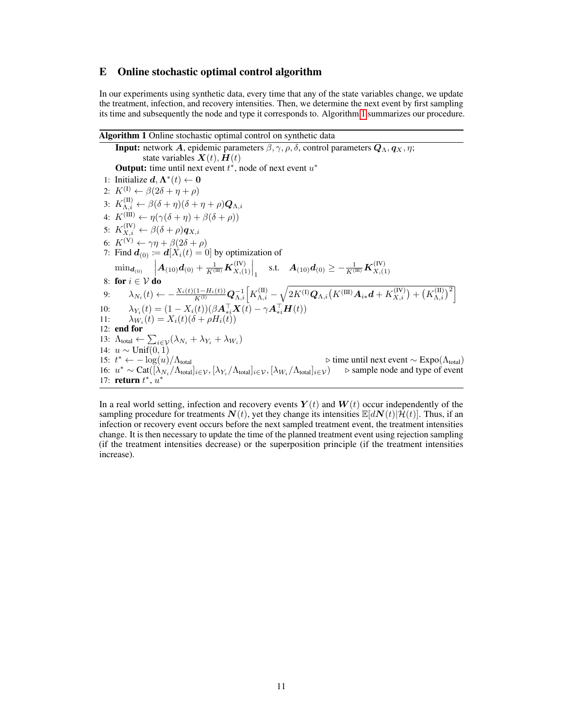## E Online stochastic optimal control algorithm

In our experiments using synthetic data, every time that any of the state variables change, we update the treatment, infection, and recovery intensities. Then, we determine the next event by first sampling its time and subsequently the node and type it corresponds to. Algorithm 1 summarizes our procedure.

**Algorithm 1** Online stochastic optimal control on synthetic data

**Input:** network $\boldsymbol{A}$, epidemic parameters $\beta, \gamma, \rho, \delta$, control parameters $\boldsymbol{Q}_\Lambda, \boldsymbol{q}_X, \eta$;
state variables $\boldsymbol{X}(t), \boldsymbol{H}(t)$

**Output:** time until next event $t^*$, node of next event $u^*$

1: Initialize $\boldsymbol{d}, \boldsymbol{\Lambda}^*(t) \leftarrow \boldsymbol{0}$

2: $K^{(\text{I})} \leftarrow \beta(2\delta + \eta + \rho)$

3: $K^{(\text{II})}_{\Lambda,i} \leftarrow \beta(\delta + \eta)(\delta + \eta + \rho)\boldsymbol{Q}_{\Lambda,i}$

4: $K^{(\text{III})} \leftarrow \eta(\gamma(\delta + \eta) + \beta(\delta + \rho))$

5: $K^{(\text{IV})}_{X,i} \leftarrow \beta(\delta + \rho)\boldsymbol{q}_{X,i}$

6: $K^{(\text{V})} \leftarrow \gamma\eta + \beta(2\delta + \rho)$

7: Find $\boldsymbol{d}_{(0)} := \boldsymbol{d}[X_i(t) = 0]$ by optimization of

$$\min_{\boldsymbol{d}_{(0)}} \quad \left| \boldsymbol{A}_{(10)}\boldsymbol{d}_{(0)} + \frac{1}{K^{(\text{III})}}\boldsymbol{K}^{(\text{IV})}_{X,(1)} \right|_1 \quad \text{s.t.} \quad \boldsymbol{A}_{(10)}\boldsymbol{d}_{(0)} \geq -\frac{1}{K^{(\text{III})}}\boldsymbol{K}^{(\text{IV})}_{X,(1)}$$

8: **for** $i \in \mathcal{V}$ **do**

9: $\quad \lambda_{N_i}(t) \leftarrow -\frac{X_i(t)(1-H_i(t))}{K^{(\text{I})}}\boldsymbol{Q}^{-1}_{\Lambda,i}\left[K^{(\text{II})}_{\Lambda,i} - \sqrt{2K^{(\text{I})}\boldsymbol{Q}_{\Lambda,i}\left(K^{(\text{III})}\boldsymbol{A}_{i*}\boldsymbol{d} + K^{(\text{IV})}_{X,i}\right) + \left(K^{(\text{II})}_{\Lambda,i}\right)^2}\right]$

10: $\quad \lambda_{Y_i}(t) = (1 - X_i(t))(\beta\boldsymbol{A}^\top_{*i}\boldsymbol{X}(t) - \gamma\boldsymbol{A}^\top_{*i}\boldsymbol{H}(t))$

11: $\quad \lambda_{W_i}(t) = X_i(t)(\delta + \rho H_i(t))$

12: **end for**

13: $\Lambda_{\text{total}} \leftarrow \sum_{i \in \mathcal{V}}(\lambda_{N_i} + \lambda_{Y_i} + \lambda_{W_i})$

14: $u \sim \text{Unif}(0, 1)$

15: $t^* \leftarrow -\log(u)/\Lambda_{\text{total}}$ ▷ time until next event $\sim \text{Expo}(\Lambda_{\text{total}})$

16: $u^* \sim \text{Cat}([\lambda_{N_i}/\Lambda_{\text{total}}]_{i\in\mathcal{V}}, [\lambda_{Y_i}/\Lambda_{\text{total}}]_{i\in\mathcal{V}}, [\lambda_{W_i}/\Lambda_{\text{total}}]_{i\in\mathcal{V}})$ ▷ sample node and type of event

17: **return** $t^*$, $u^*$

In a real world setting, infection and recovery events $\boldsymbol{Y}(t)$ and $\boldsymbol{W}(t)$ occur independently of the sampling procedure for treatments $\boldsymbol{N}(t)$, yet they change its intensities $\mathbb{E}[d\boldsymbol{N}(t)|\mathcal{H}(t)]$. Thus, if an infection or recovery event occurs before the next sampled treatment event, the treatment intensities change. It is then necessary to update the time of the planned treatment event using rejection sampling (if the treatment intensities decrease) or the superposition principle (if the treatment intensities increase).